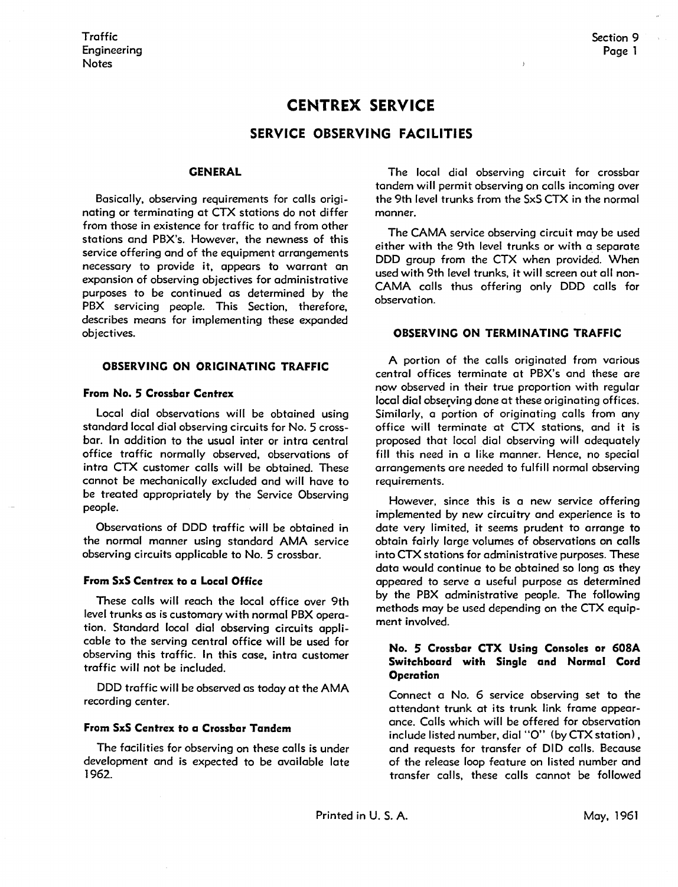# CENTREX SERVICE

## SERVICE OBSERVING FACILITIES

### GENERAL

Basically, observing requirements for calls originating or terminating at CTX stations do not differ from those in existence for traffic to and from other stations and PBX's. However, the newness of this service offering and of the equipment arrangements necessary to provide it, appears to warrant an expansion of observing objectives for administrative purposes to be continued as determined by the PBX servicing people. This Section, therefore, describes means for implementing these expanded objectives.

### OBSERVING ON ORIGINATING TRAFFIC

#### From No. 5 Crossbar Centrex

Local dial observations will be obtained using standard local dial observing circuits for No. 5 crossbar. In addition to the usual inter or intra central office traffic normally observed, observations of intra CTX customer calls will be obtained. These cannot be mechanically excluded and will have to be treated appropriately by the Service Observing people.

Observations of DDD traffic will be obtained in the normal manner using standard AMA service observing circuits applicable to No. 5 crossbar.

#### From SxS Centrex to a Local Office

These calls will reach the local office over 9th level trunks as is customary with normal PBX operation. Standard local dial observing circuits applicable to the serving central office will be used for observing this traffic. In this case, intra customer traffic will not be included.

DDD traffic will be observed as today at the AMA recording center.

#### From SxS Centrex to a Crossbar Tandem

The facilities for observing on these calls is under development and is expected to be available late 1962.

The local dial observing circuit for crossbar tandem will permit observing on calls incoming over the 9th level trunks from the SxS CTX in the normal manner.

The CAMA service observing circuit may be used either with the 9th level trunks or with a separate DDD group from the CTX when provided. When used with 9th level trunks, it will screen out all non-CAMA calls thus offering only DDD calls for observation.

### OBSERVING ON TERMINATING TRAFFIC

A portion of the calls originated from various central offices terminate at PBX's and these are now observed in their true proportion with regular local dial observing done at these originating offices. Similarly, a portion of originating calls from any office will terminate at CTX stations, and it is proposed that local dial observing will adequately fill this need in a like manner. Hence, no special arrangements are needed to fulfill normal observing requirements.

However, since this is a new service offering implemented by new circuitry and experience is to date very limited, it seems prudent to arrange to obtain fairly large volumes of observations on calls into CTX stations for administrative purposes. These data would continue to be obtained so long as they appeared to serve a useful purpose as determined by the PBX administrative people. The following methods may be used depending on the CTX equipment involved.

#### No. 5 Crossbar CTX Using Consoles or 608A Switchboard with Single and Normal Cord Operation

Connect a No. 6 service observing set to the attendant trunk at its trunk link frame appearance. Calls which will be offered for observation include listed number, dial "O" (by CTX station), and requests for transfer of DID calls. Because of the release loop feature on listed number and transfer calls, these calls cannot be followed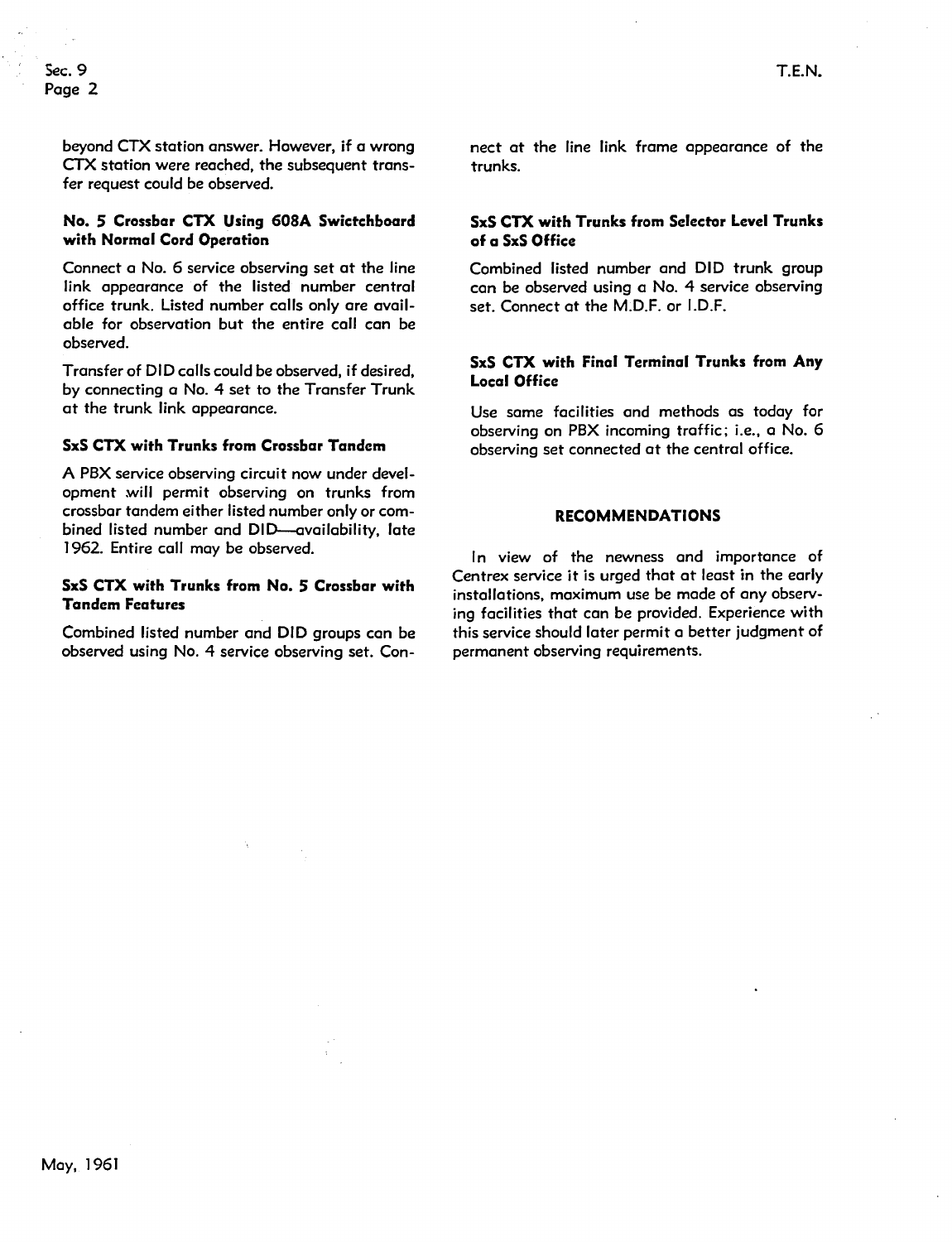beyond CTX station answer. However, if a wrong CTX station were reached, the subsequent transfer request could be observed.

### No. 5 Crossbar CTX Using 608A Swictchboard with Normal Cord Operation

Connect a No. 6 service observing set at the line link appearance of the listed number central office trunk. Listed number calls only are available for observation but the entire call can be observed.

Transfer of DID calls could be observed, if desired, by connecting a No. 4 set to the Transfer Trunk at the trunk link appearance.

### SxS CTX with Trunks from Crossbar Tandem

A PBX service observing circuit now under development will permit observing on trunks from crossbar tandem either listed number only or combined listed number and DID—availability, late 1962. Entire call may be observed.

### SxS CTX with Trunks from No. 5 Crossbar with Tandem Features

Combined listed number and DID groups can be observed using No. 4 service observing set. Connect at the line link frame appearance of the trunks.

### SxS CTX with Trunks from Selector Level Trunks of a SxS Office

Combined listed number and DID trunk group can be observed using a No. 4 service observing set. Connect at the M.D.F. or I.D.F.

### SxS CTX with Final Terminal Trunks from Any Local Office

Use same facilities and methods as today for observing on PBX incoming traffic; i.e., a No. 6 observing set connected at the central office.

## RECOMMENDATIONS

In view of the newness and importance of Centrex service it is urged that at least in the early installations, maximum use be made of any observing facilities that can be provided. Experience with this service should later permit a better judgment of permanent observing requirements.

May, 1961